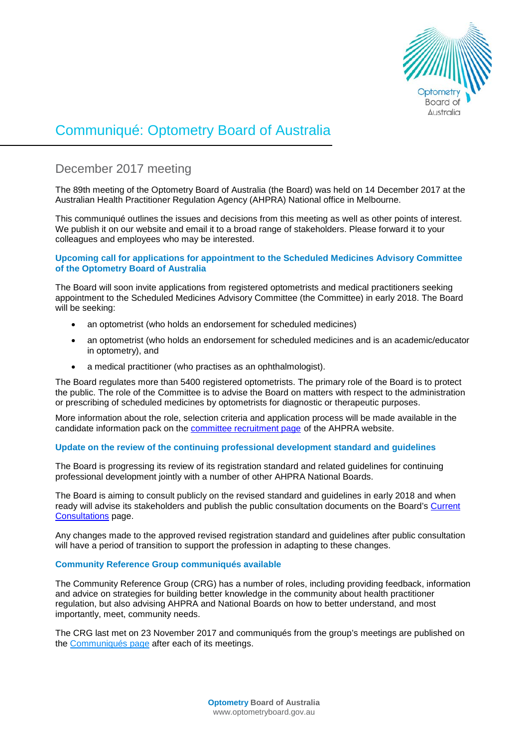# Communiqué: Optometry Board of Australia

## December 2017 meeting

The 89th meeting of the Optometry Board of Australia (the Board) was held on 14 December 2017 at the Australian Health Practitioner Regulation Agency (AHPRA) National office in Melbourne.

This communiqué outlines the issues and decisions from this meeting as well as other points of interest. We publish it on our website and email it to a broad range of stakeholders. Please forward it to your colleagues and employees who may be interested.

### Upcoming call for applications for appointment to the Scheduled Medicines Advisory Committee of the Optometry Board of Australia

The Board will soon invite applications from registered optometrists and medical practitioners seeking appointment to the Scheduled Medicines Advisory Committee (the Committee) in early 2018. The Board will be seeking:

- an optometrist (who holds an endorsement for scheduled medicines)
- an optometrist (who holds an endorsement for scheduled medicines and is an academic/educator in optometry), and
- a medical practitioner (who practises as an ophthalmologist).

The Board regulates more than 5400 registered optometrists. The primary role of the Board is to protect the public. The role of the Committee is to advise the Board on matters with respect to the administration or prescribing of scheduled medicines by optometrists for diagnostic or therapeutic purposes.

More information about the role, selection criteria and application process will be made available in the candidate information pack on the committee recruitment page of the AHPRA website.

### Update on the review of the continuing professional development standard and guidelines

The Board is progressing its review of its registration standard and related guidelines for continuing professional development jointly with a number of other AHPRA National Boards.

The Board is aiming to consult publicly on the revised standard and guidelines in early 2018 and when ready will advise its stakeholders and publish the public consultation documents on the Board's Current Consultations page.

Any changes made to the approved revised registration standard and guidelines after public consultation will have a period of transition to support the profession in adapting to these changes.

### Community Reference Group communiqués available

The Community Reference Group (CRG) has a number of roles, including providing feedback, information and advice on strategies for building better knowledge in the community about health practitioner regulation, but also advising AHPRA and National Boards on how to better understand, and most importantly, meet, community needs.

The CRG last met on 23 November 2017 and communiqués from the group's meetings are published on the Communiqués page after each of its meetings.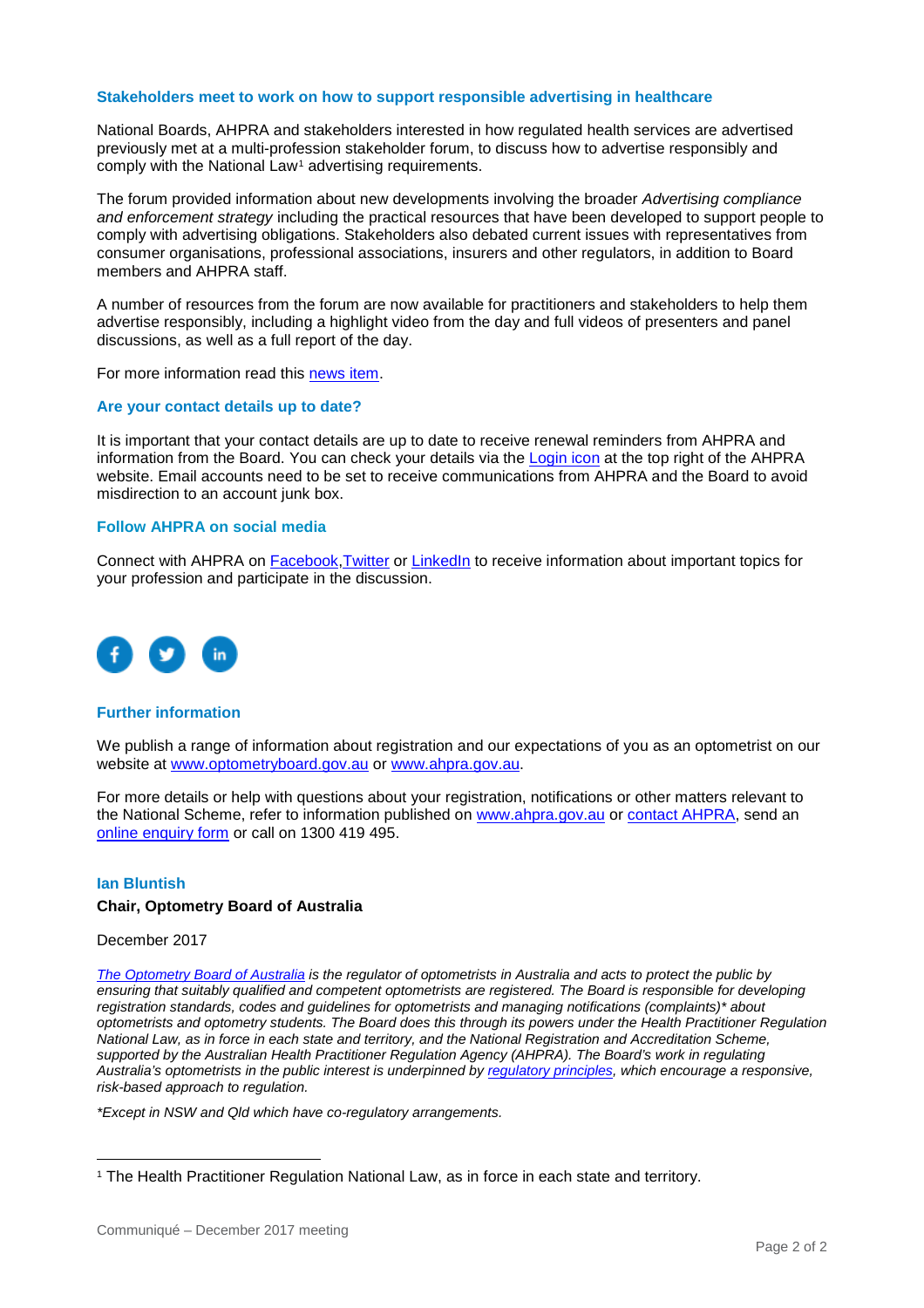### Stakeholders meet to work on how to support responsible advertising in healthcare

National Boards, AHPRA and stakeholders interested in how regulated health services are advertised previously met at a multi-profession stakeholder forum, to discuss how to advertise responsibly and comply with the National Law[1] advertising requirements.

The forum provided information about new developments involving the broader *Advertising compliance and enforcement strategy* including the practical resources that have been developed to support people to comply with advertising obligations. Stakeholders also debated current issues with representatives from consumer organisations, professional associations, insurers and other regulators, in addition to Board members and AHPRA staff.

A number of resources from the forum are now available for practitioners and stakeholders to help them advertise responsibly, including a highlight video from the day and full videos of presenters and panel discussions, as well as a full report of the day.

For more information read this news item.

### Are your contact details up to date?

It is important that your contact details are up to date to receive renewal reminders from AHPRA and information from the Board. You can check your details via the Login icon at the top right of the AHPRA website. Email accounts need to be set to receive communications from AHPRA and the Board to avoid misdirection to an account junk box.

### Follow AHPRA on social media

Connect with AHPRA on Facebook,Twitter or LinkedIn to receive information about important topics for your profession and participate in the discussion.

### Further information

We publish a range of information about registration and our expectations of you as an optometrist on our website at www.optometryboard.gov.au or www.ahpra.gov.au.

For more details or help with questions about your registration, notifications or other matters relevant to the National Scheme, refer to information published on www.ahpra.gov.au or contact AHPRA, send an online enquiry form or call on 1300 419 495.

**Ian Bluntish**

**Chair, Optometry Board of Australia**

December 2017

*The Optometry Board of Australia is the regulator of optometrists in Australia and acts to protect the public by ensuring that suitably qualified and competent optometrists are registered. The Board is responsible for developing registration standards, codes and guidelines for optometrists and managing notifications (complaints)* about optometrists and optometry students. The Board does this through its powers under the Health Practitioner Regulation National Law, as in force in each state and territory, and the National Registration and Accreditation Scheme, supported by the Australian Health Practitioner Regulation Agency (AHPRA). The Board's work in regulating Australia's optometrists in the public interest is underpinned by regulatory principles, which encourage a responsive, risk-based approach to regulation.*

*\*Except in NSW and Qld which have co-regulatory arrangements.*

[1] The Health Practitioner Regulation National Law, as in force in each state and territory.